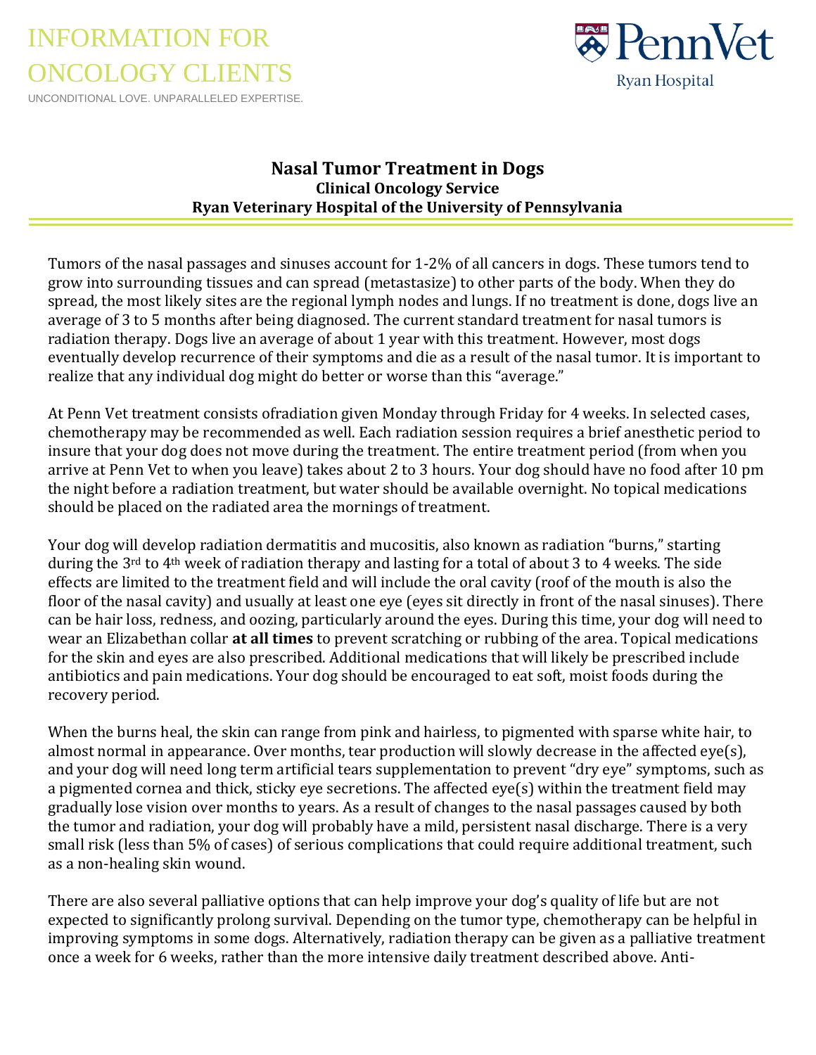INFORMATION FOR ONCOLOGY CLIENTS

UNCONDITIONAL LOVE. UNPARALLELED EXPERTISE.

PennVet Ryan Hospital

# Nasal Tumor Treatment in Dogs

**Clinical Oncology Service**
**Ryan Veterinary Hospital of the University of Pennsylvania**

Tumors of the nasal passages and sinuses account for 1-2% of all cancers in dogs. These tumors tend to grow into surrounding tissues and can spread (metastasize) to other parts of the body. When they do spread, the most likely sites are the regional lymph nodes and lungs. If no treatment is done, dogs live an average of 3 to 5 months after being diagnosed. The current standard treatment for nasal tumors is radiation therapy. Dogs live an average of about 1 year with this treatment. However, most dogs eventually develop recurrence of their symptoms and die as a result of the nasal tumor. It is important to realize that any individual dog might do better or worse than this "average."

At Penn Vet treatment consists ofradiation given Monday through Friday for 4 weeks. In selected cases, chemotherapy may be recommended as well. Each radiation session requires a brief anesthetic period to insure that your dog does not move during the treatment. The entire treatment period (from when you arrive at Penn Vet to when you leave) takes about 2 to 3 hours. Your dog should have no food after 10 pm the night before a radiation treatment, but water should be available overnight. No topical medications should be placed on the radiated area the mornings of treatment.

Your dog will develop radiation dermatitis and mucositis, also known as radiation "burns," starting during the 3rd to 4th week of radiation therapy and lasting for a total of about 3 to 4 weeks. The side effects are limited to the treatment field and will include the oral cavity (roof of the mouth is also the floor of the nasal cavity) and usually at least one eye (eyes sit directly in front of the nasal sinuses). There can be hair loss, redness, and oozing, particularly around the eyes. During this time, your dog will need to wear an Elizabethan collar **at all times** to prevent scratching or rubbing of the area. Topical medications for the skin and eyes are also prescribed. Additional medications that will likely be prescribed include antibiotics and pain medications. Your dog should be encouraged to eat soft, moist foods during the recovery period.

When the burns heal, the skin can range from pink and hairless, to pigmented with sparse white hair, to almost normal in appearance. Over months, tear production will slowly decrease in the affected eye(s), and your dog will need long term artificial tears supplementation to prevent "dry eye" symptoms, such as a pigmented cornea and thick, sticky eye secretions. The affected eye(s) within the treatment field may gradually lose vision over months to years. As a result of changes to the nasal passages caused by both the tumor and radiation, your dog will probably have a mild, persistent nasal discharge. There is a very small risk (less than 5% of cases) of serious complications that could require additional treatment, such as a non-healing skin wound.

There are also several palliative options that can help improve your dog's quality of life but are not expected to significantly prolong survival. Depending on the tumor type, chemotherapy can be helpful in improving symptoms in some dogs. Alternatively, radiation therapy can be given as a palliative treatment once a week for 6 weeks, rather than the more intensive daily treatment described above. Anti-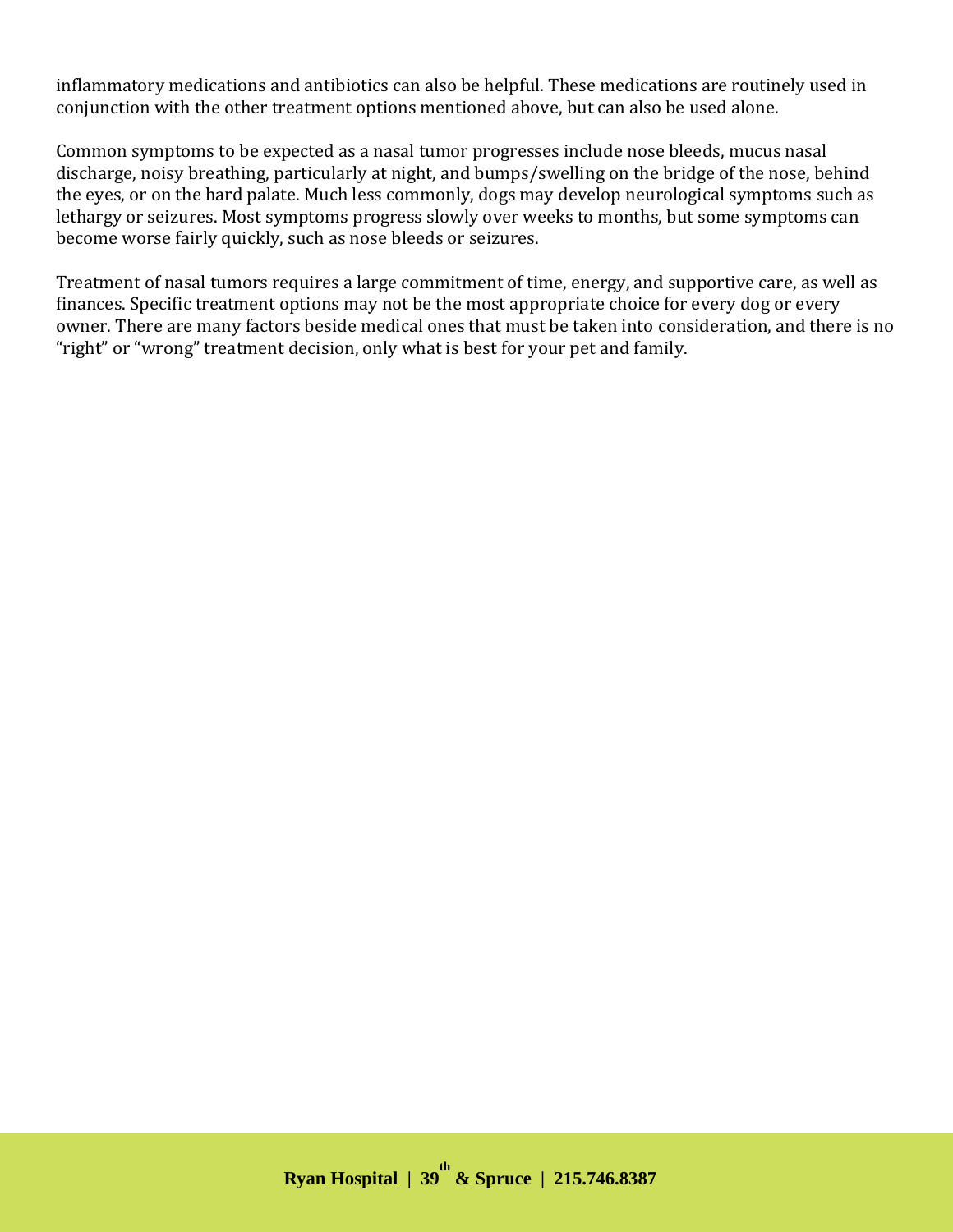inflammatory medications and antibiotics can also be helpful. These medications are routinely used in conjunction with the other treatment options mentioned above, but can also be used alone.

Common symptoms to be expected as a nasal tumor progresses include nose bleeds, mucus nasal discharge, noisy breathing, particularly at night, and bumps/swelling on the bridge of the nose, behind the eyes, or on the hard palate. Much less commonly, dogs may develop neurological symptoms such as lethargy or seizures. Most symptoms progress slowly over weeks to months, but some symptoms can become worse fairly quickly, such as nose bleeds or seizures.

Treatment of nasal tumors requires a large commitment of time, energy, and supportive care, as well as finances. Specific treatment options may not be the most appropriate choice for every dog or every owner. There are many factors beside medical ones that must be taken into consideration, and there is no “right” or “wrong” treatment decision, only what is best for your pet and family.